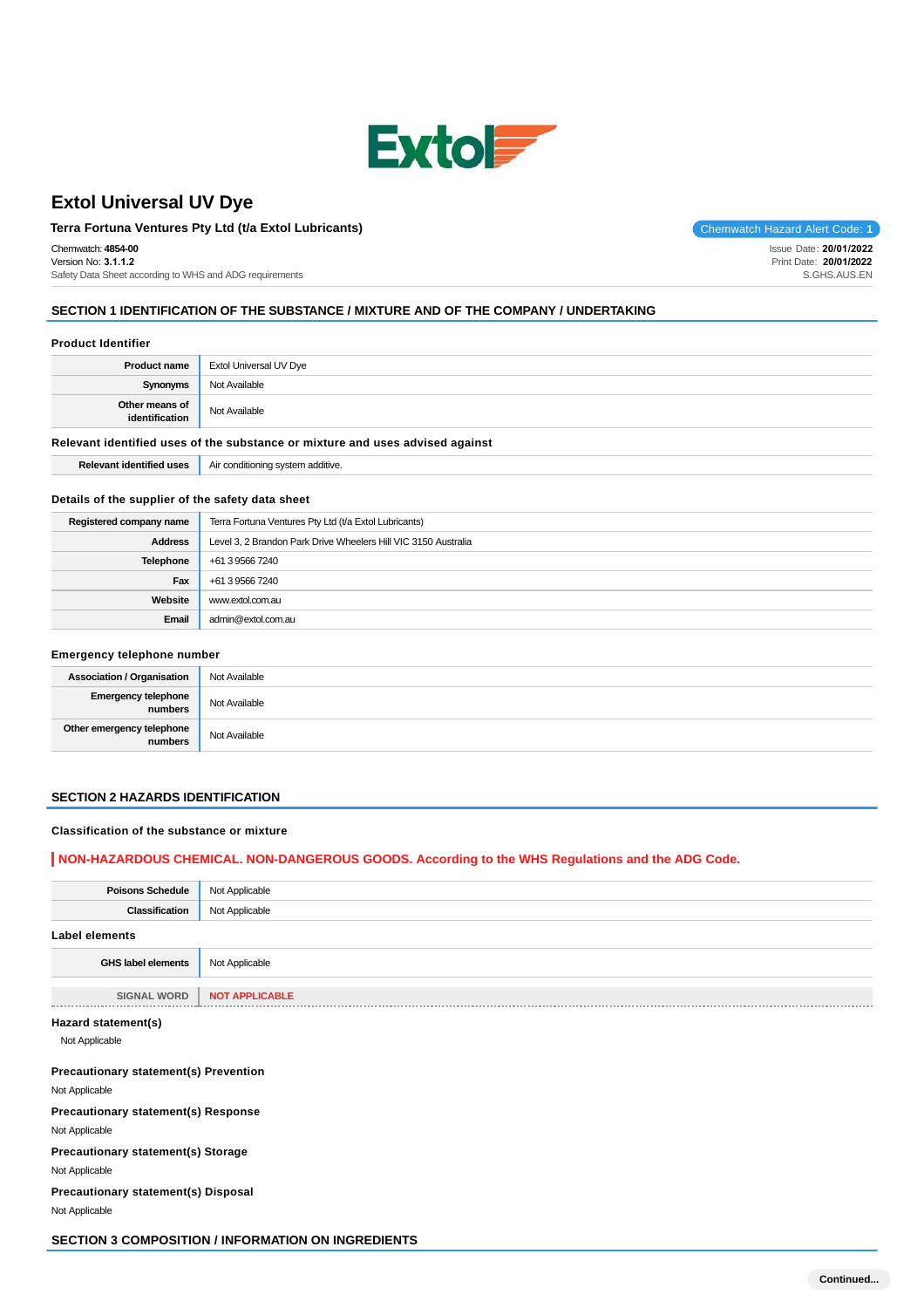# Extol Universal UV Dye

**Terra Fortuna Ventures Pty Ltd (t/a Extol Lubricants)**

Chemwatch Hazard Alert Code: **1**

Chemwatch: **4854-00**
Version No: **3.1.1.2**
Safety Data Sheet according to WHS and ADG requirements

Issue Date: **20/01/2022**
Print Date: **20/01/2022**
S.GHS.AUS.EN

## SECTION 1 IDENTIFICATION OF THE SUBSTANCE / MIXTURE AND OF THE COMPANY / UNDERTAKING

### Product Identifier

| | |
|---|---|
| **Product name** | Extol Universal UV Dye |
| **Synonyms** | Not Available |
| **Other means of identification** | Not Available |

### Relevant identified uses of the substance or mixture and uses advised against

| | |
|---|---|
| **Relevant identified uses** | Air conditioning system additive. |

### Details of the supplier of the safety data sheet

| | |
|---|---|
| **Registered company name** | Terra Fortuna Ventures Pty Ltd (t/a Extol Lubricants) |
| **Address** | Level 3, 2 Brandon Park Drive Wheelers Hill VIC 3150 Australia |
| **Telephone** | +61 3 9566 7240 |
| **Fax** | +61 3 9566 7240 |
| **Website** | www.extol.com.au |
| **Email** | admin@extol.com.au |

### Emergency telephone number

| | |
|---|---|
| **Association / Organisation** | Not Available |
| **Emergency telephone numbers** | Not Available |
| **Other emergency telephone numbers** | Not Available |

## SECTION 2 HAZARDS IDENTIFICATION

### Classification of the substance or mixture

**NON-HAZARDOUS CHEMICAL. NON-DANGEROUS GOODS. According to the WHS Regulations and the ADG Code.**

| | |
|---|---|
| **Poisons Schedule** | Not Applicable |
| **Classification** | Not Applicable |

### Label elements

| | |
|---|---|
| **GHS label elements** | Not Applicable |
| SIGNAL WORD | **NOT APPLICABLE** |

### Hazard statement(s)

Not Applicable

### Precautionary statement(s) Prevention

Not Applicable

### Precautionary statement(s) Response

Not Applicable

### Precautionary statement(s) Storage

Not Applicable

### Precautionary statement(s) Disposal

Not Applicable

## SECTION 3 COMPOSITION / INFORMATION ON INGREDIENTS

Continued...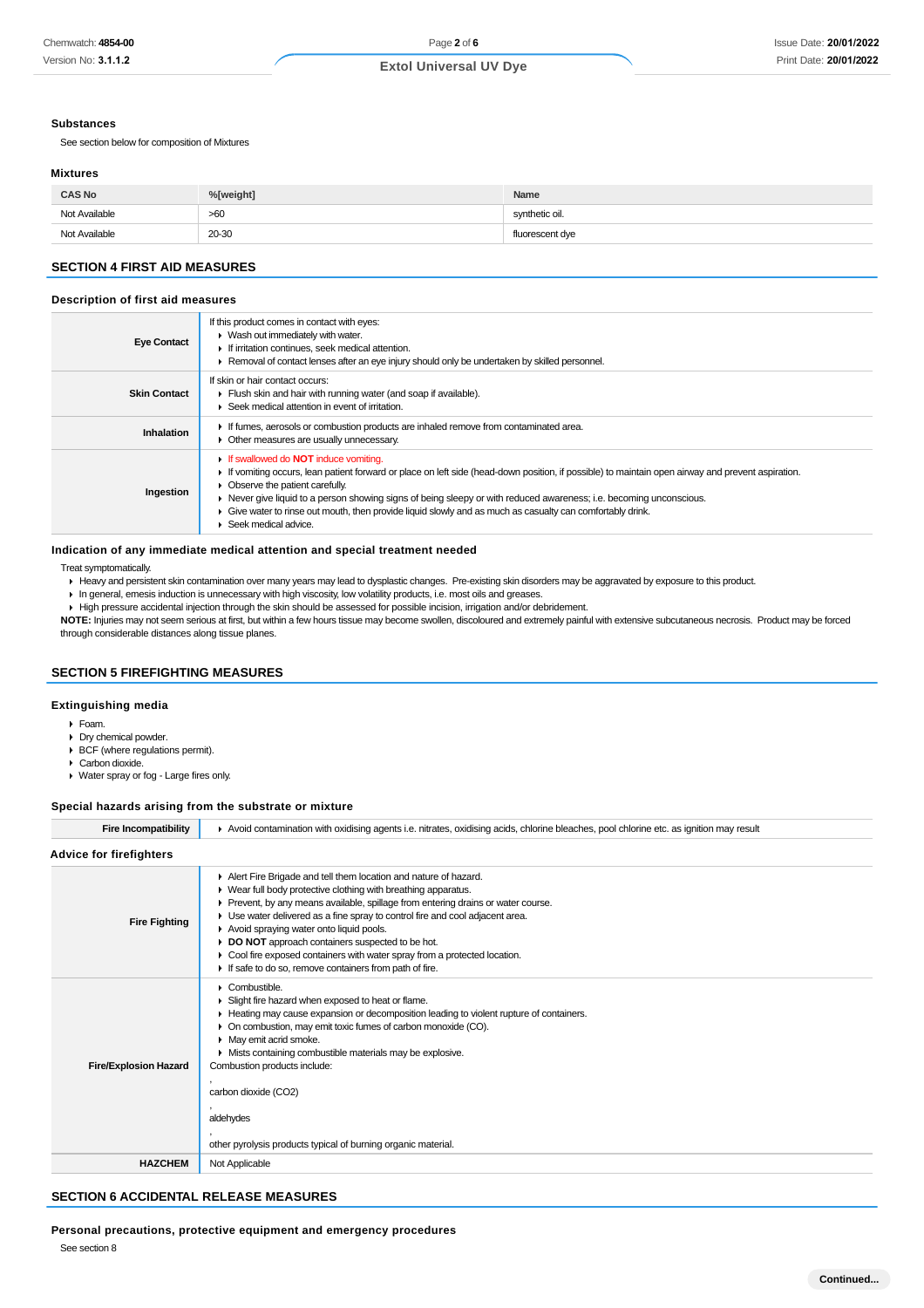### Substances

See section below for composition of Mixtures

### Mixtures

| CAS No | %[weight] | Name |
|---|---|---|
| Not Available | >60 | synthetic oil. |
| Not Available | 20-30 | fluorescent dye |

## SECTION 4 FIRST AID MEASURES

### Description of first aid measures

| | |
|---|---|
| **Eye Contact** | If this product comes in contact with eyes:<br>▸ Wash out immediately with water.<br>▸ If irritation continues, seek medical attention.<br>▸ Removal of contact lenses after an eye injury should only be undertaken by skilled personnel. |
| **Skin Contact** | If skin or hair contact occurs:<br>▸ Flush skin and hair with running water (and soap if available).<br>▸ Seek medical attention in event of irritation. |
| **Inhalation** | ▸ If fumes, aerosols or combustion products are inhaled remove from contaminated area.<br>▸ Other measures are usually unnecessary. |
| **Ingestion** | ▸ If swallowed do **NOT** induce vomiting.<br>▸ If vomiting occurs, lean patient forward or place on left side (head-down position, if possible) to maintain open airway and prevent aspiration.<br>▸ Observe the patient carefully.<br>▸ Never give liquid to a person showing signs of being sleepy or with reduced awareness; i.e. becoming unconscious.<br>▸ Give water to rinse out mouth, then provide liquid slowly and as much as casualty can comfortably drink.<br>▸ Seek medical advice. |

### Indication of any immediate medical attention and special treatment needed

Treat symptomatically.

- Heavy and persistent skin contamination over many years may lead to dysplastic changes. Pre-existing skin disorders may be aggravated by exposure to this product.
- In general, emesis induction is unnecessary with high viscosity, low volatility products, i.e. most oils and greases.
- High pressure accidental injection through the skin should be assessed for possible incision, irrigation and/or debridement.

**NOTE:** Injuries may not seem serious at first, but within a few hours tissue may become swollen, discoloured and extremely painful with extensive subcutaneous necrosis. Product may be forced through considerable distances along tissue planes.

## SECTION 5 FIREFIGHTING MEASURES

### Extinguishing media

- Foam.
- Dry chemical powder.
- BCF (where regulations permit).
- Carbon dioxide.
- Water spray or fog - Large fires only.

### Special hazards arising from the substrate or mixture

| | |
|---|---|
| **Fire Incompatibility** | ▸ Avoid contamination with oxidising agents i.e. nitrates, oxidising acids, chlorine bleaches, pool chlorine etc. as ignition may result |

### Advice for firefighters

| | |
|---|---|
| **Fire Fighting** | ▸ Alert Fire Brigade and tell them location and nature of hazard.<br>▸ Wear full body protective clothing with breathing apparatus.<br>▸ Prevent, by any means available, spillage from entering drains or water course.<br>▸ Use water delivered as a fine spray to control fire and cool adjacent area.<br>▸ Avoid spraying water onto liquid pools.<br>▸ **DO NOT** approach containers suspected to be hot.<br>▸ Cool fire exposed containers with water spray from a protected location.<br>▸ If safe to do so, remove containers from path of fire. |
| **Fire/Explosion Hazard** | ▸ Combustible.<br>▸ Slight fire hazard when exposed to heat or flame.<br>▸ Heating may cause expansion or decomposition leading to violent rupture of containers.<br>▸ On combustion, may emit toxic fumes of carbon monoxide (CO).<br>▸ May emit acrid smoke.<br>▸ Mists containing combustible materials may be explosive.<br>Combustion products include:<br>,<br>carbon dioxide ($CO_2$)<br>,<br>aldehydes<br>,<br>other pyrolysis products typical of burning organic material. |
| **HAZCHEM** | Not Applicable |

## SECTION 6 ACCIDENTAL RELEASE MEASURES

### Personal precautions, protective equipment and emergency procedures

See section 8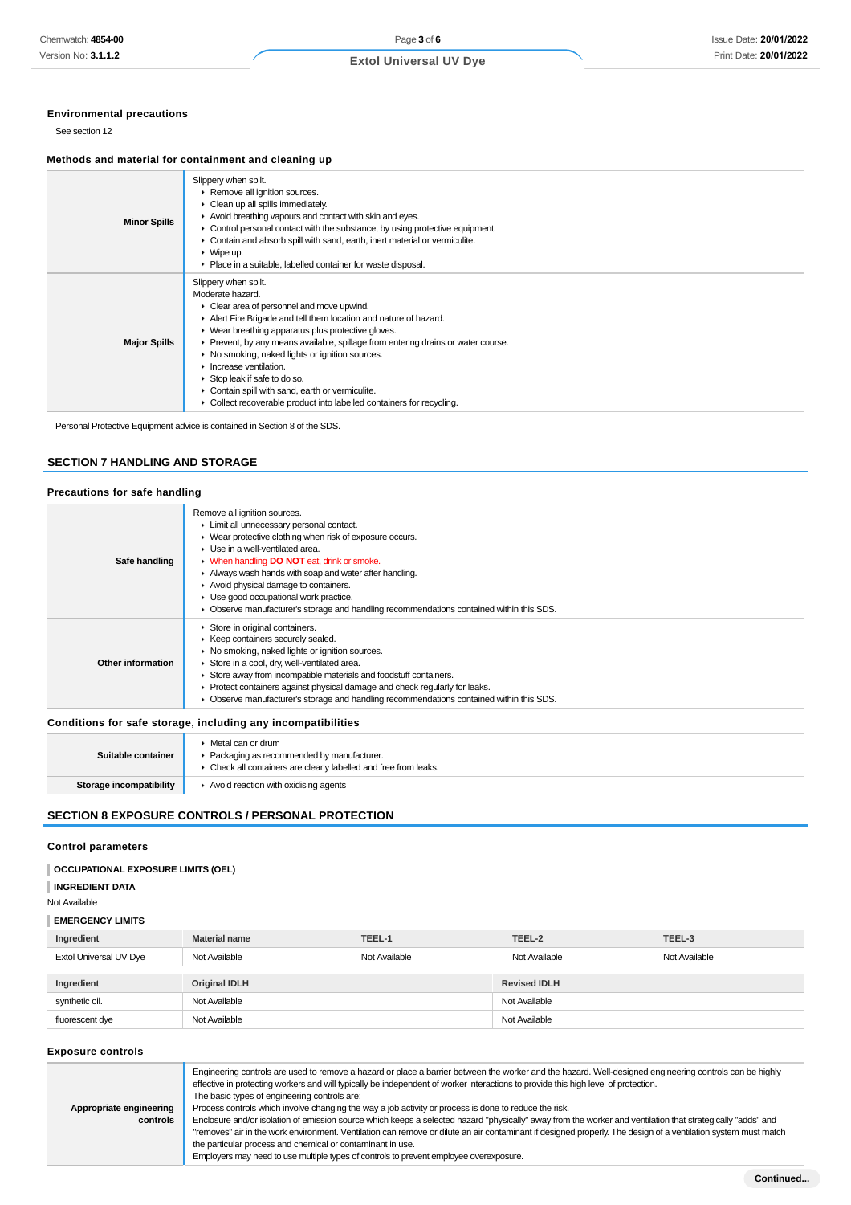### Environmental precautions

See section 12

### Methods and material for containment and cleaning up

| | |
|---|---|
| **Minor Spills** | Slippery when spilt.<br>▸ Remove all ignition sources.<br>▸ Clean up all spills immediately.<br>▸ Avoid breathing vapours and contact with skin and eyes.<br>▸ Control personal contact with the substance, by using protective equipment.<br>▸ Contain and absorb spill with sand, earth, inert material or vermiculite.<br>▸ Wipe up.<br>▸ Place in a suitable, labelled container for waste disposal. |
| **Major Spills** | Slippery when spilt.<br>Moderate hazard.<br>▸ Clear area of personnel and move upwind.<br>▸ Alert Fire Brigade and tell them location and nature of hazard.<br>▸ Wear breathing apparatus plus protective gloves.<br>▸ Prevent, by any means available, spillage from entering drains or water course.<br>▸ No smoking, naked lights or ignition sources.<br>▸ Increase ventilation.<br>▸ Stop leak if safe to do so.<br>▸ Contain spill with sand, earth or vermiculite.<br>▸ Collect recoverable product into labelled containers for recycling. |

Personal Protective Equipment advice is contained in Section 8 of the SDS.

## SECTION 7 HANDLING AND STORAGE

### Precautions for safe handling

| | |
|---|---|
| **Safe handling** | Remove all ignition sources.<br>▸ Limit all unnecessary personal contact.<br>▸ Wear protective clothing when risk of exposure occurs.<br>▸ Use in a well-ventilated area.<br>▸ When handling **DO NOT** eat, drink or smoke.<br>▸ Always wash hands with soap and water after handling.<br>▸ Avoid physical damage to containers.<br>▸ Use good occupational work practice.<br>▸ Observe manufacturer's storage and handling recommendations contained within this SDS. |
| **Other information** | ▸ Store in original containers.<br>▸ Keep containers securely sealed.<br>▸ No smoking, naked lights or ignition sources.<br>▸ Store in a cool, dry, well-ventilated area.<br>▸ Store away from incompatible materials and foodstuff containers.<br>▸ Protect containers against physical damage and check regularly for leaks.<br>▸ Observe manufacturer's storage and handling recommendations contained within this SDS. |

### Conditions for safe storage, including any incompatibilities

| | |
|---|---|
| **Suitable container** | ▸ Metal can or drum<br>▸ Packaging as recommended by manufacturer.<br>▸ Check all containers are clearly labelled and free from leaks. |
| **Storage incompatibility** | ▸ Avoid reaction with oxidising agents |

## SECTION 8 EXPOSURE CONTROLS / PERSONAL PROTECTION

### Control parameters

**OCCUPATIONAL EXPOSURE LIMITS (OEL)**

**INGREDIENT DATA**

Not Available

**EMERGENCY LIMITS**

| Ingredient | Material name | TEEL-1 | TEEL-2 | TEEL-3 |
|---|---|---|---|---|
| Extol Universal UV Dye | Not Available | Not Available | Not Available | Not Available |

| Ingredient | Original IDLH | Revised IDLH |
|---|---|---|
| synthetic oil. | Not Available | Not Available |
| fluorescent dye | Not Available | Not Available |

### Exposure controls

| | |
|---|---|
| **Appropriate engineering controls** | Engineering controls are used to remove a hazard or place a barrier between the worker and the hazard. Well-designed engineering controls can be highly effective in protecting workers and will typically be independent of worker interactions to provide this high level of protection.<br>The basic types of engineering controls are:<br>Process controls which involve changing the way a job activity or process is done to reduce the risk.<br>Enclosure and/or isolation of emission source which keeps a selected hazard "physically" away from the worker and ventilation that strategically "adds" and "removes" air in the work environment. Ventilation can remove or dilute an air contaminant if designed properly. The design of a ventilation system must match the particular process and chemical or contaminant in use.<br>Employers may need to use multiple types of controls to prevent employee overexposure. |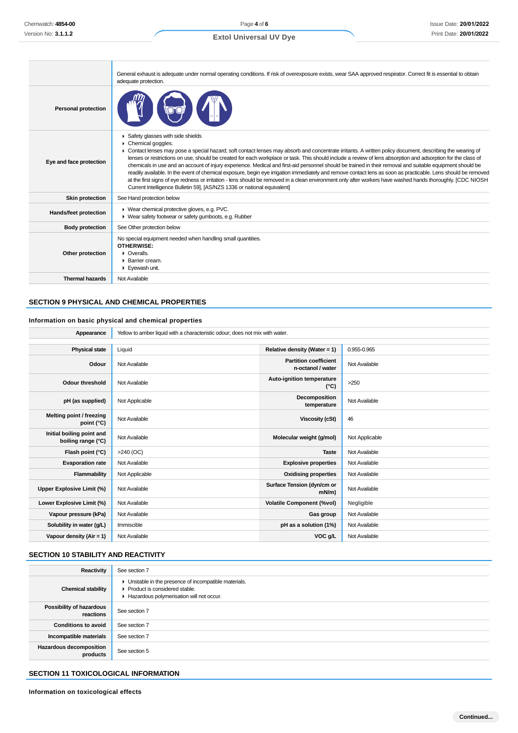| | |
|---|---|
| | General exhaust is adequate under normal operating conditions. If risk of overexposure exists, wear SAA approved respirator. Correct fit is essential to obtain adequate protection. |
| **Personal protection** | |
| **Eye and face protection** | ▸ Safety glasses with side shields<br>▸ Chemical goggles.<br>▸ Contact lenses may pose a special hazard; soft contact lenses may absorb and concentrate irritants. A written policy document, describing the wearing of lenses or restrictions on use, should be created for each workplace or task. This should include a review of lens absorption and adsorption for the class of chemicals in use and an account of injury experience. Medical and first-aid personnel should be trained in their removal and suitable equipment should be readily available. In the event of chemical exposure, begin eye irrigation immediately and remove contact lens as soon as practicable. Lens should be removed at the first signs of eye redness or irritation - lens should be removed in a clean environment only after workers have washed hands thoroughly. [CDC NIOSH Current Intelligence Bulletin 59], [AS/NZS 1336 or national equivalent] |
| **Skin protection** | See Hand protection below |
| **Hands/feet protection** | ▸ Wear chemical protective gloves, e.g. PVC.<br>▸ Wear safety footwear or safety gumboots, e.g. Rubber |
| **Body protection** | See Other protection below |
| **Other protection** | No special equipment needed when handling small quantities.<br>**OTHERWISE:**<br>▸ Overalls.<br>▸ Barrier cream.<br>▸ Eyewash unit. |
| **Thermal hazards** | Not Available |

## SECTION 9 PHYSICAL AND CHEMICAL PROPERTIES

### Information on basic physical and chemical properties

| | | | |
|---|---|---|---|
| **Appearance** | Yellow to amber liquid with a characteristic odour; does not mix with water. | | |
| **Physical state** | Liquid | **Relative density (Water = 1)** | 0.955-0.965 |
| **Odour** | Not Available | **Partition coefficient n-octanol / water** | Not Available |
| **Odour threshold** | Not Available | **Auto-ignition temperature (°C)** | >250 |
| **pH (as supplied)** | Not Applicable | **Decomposition temperature** | Not Available |
| **Melting point / freezing point (°C)** | Not Available | **Viscosity (cSt)** | 46 |
| **Initial boiling point and boiling range (°C)** | Not Available | **Molecular weight (g/mol)** | Not Applicable |
| **Flash point (°C)** | >240 (OC) | **Taste** | Not Available |
| **Evaporation rate** | Not Available | **Explosive properties** | Not Available |
| **Flammability** | Not Applicable | **Oxidising properties** | Not Available |
| **Upper Explosive Limit (%)** | Not Available | **Surface Tension (dyn/cm or mN/m)** | Not Available |
| **Lower Explosive Limit (%)** | Not Available | **Volatile Component (%vol)** | Negligible |
| **Vapour pressure (kPa)** | Not Available | **Gas group** | Not Available |
| **Solubility in water (g/L)** | Immiscible | **pH as a solution (1%)** | Not Available |
| **Vapour density (Air = 1)** | Not Available | **VOC g/L** | Not Available |

## SECTION 10 STABILITY AND REACTIVITY

| | |
|---|---|
| **Reactivity** | See section 7 |
| **Chemical stability** | ▸ Unstable in the presence of incompatible materials.<br>▸ Product is considered stable.<br>▸ Hazardous polymerisation will not occur. |
| **Possibility of hazardous reactions** | See section 7 |
| **Conditions to avoid** | See section 7 |
| **Incompatible materials** | See section 7 |
| **Hazardous decomposition products** | See section 5 |

## SECTION 11 TOXICOLOGICAL INFORMATION

### Information on toxicological effects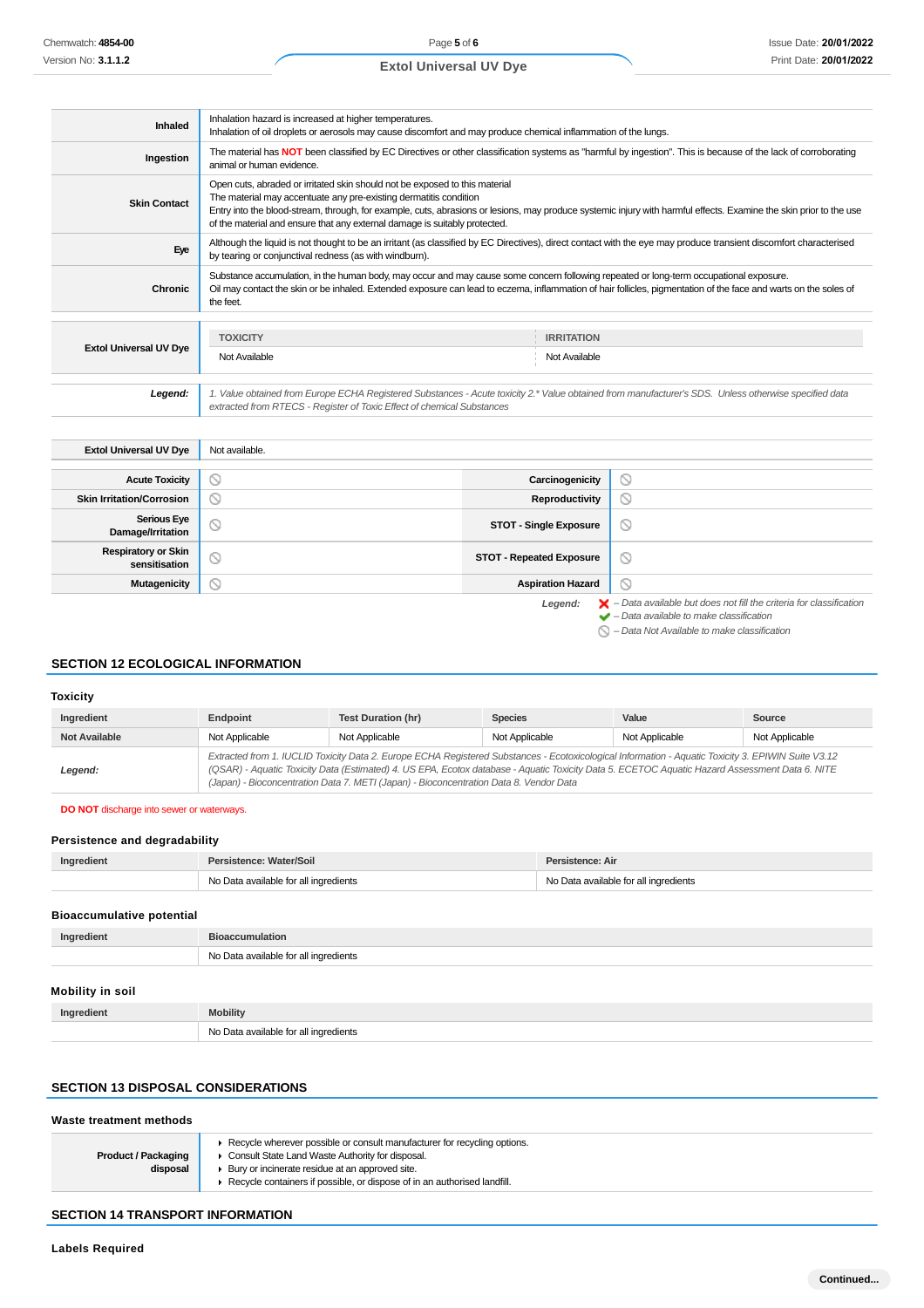| | |
|---|---|
| **Inhaled** | Inhalation hazard is increased at higher temperatures.<br>Inhalation of oil droplets or aerosols may cause discomfort and may produce chemical inflammation of the lungs. |
| **Ingestion** | The material has **NOT** been classified by EC Directives or other classification systems as "harmful by ingestion". This is because of the lack of corroborating animal or human evidence. |
| **Skin Contact** | Open cuts, abraded or irritated skin should not be exposed to this material<br>The material may accentuate any pre-existing dermatitis condition<br>Entry into the blood-stream, through, for example, cuts, abrasions or lesions, may produce systemic injury with harmful effects. Examine the skin prior to the use of the material and ensure that any external damage is suitably protected. |
| **Eye** | Although the liquid is not thought to be an irritant (as classified by EC Directives), direct contact with the eye may produce transient discomfort characterised by tearing or conjunctival redness (as with windburn). |
| **Chronic** | Substance accumulation, in the human body, may occur and may cause some concern following repeated or long-term occupational exposure.<br>Oil may contact the skin or be inhaled. Extended exposure can lead to eczema, inflammation of hair follicles, pigmentation of the face and warts on the soles of the feet. |

| | TOXICITY | IRRITATION |
|---|---|---|
| **Extol Universal UV Dye** | Not Available | Not Available |

| | |
|---|---|
| **Legend:** | *1. Value obtained from Europe ECHA Registered Substances - Acute toxicity 2.\* Value obtained from manufacturer's SDS. Unless otherwise specified data extracted from RTECS - Register of Toxic Effect of chemical Substances* |

| | |
|---|---|
| **Extol Universal UV Dye** | Not available. |

| | | | |
|---|---|---|---|
| **Acute Toxicity** | ⃠ | **Carcinogenicity** | ⃠ |
| **Skin Irritation/Corrosion** | ⃠ | **Reproductivity** | ⃠ |
| **Serious Eye Damage/Irritation** | ⃠ | **STOT - Single Exposure** | ⃠ |
| **Respiratory or Skin sensitisation** | ⃠ | **STOT - Repeated Exposure** | ⃠ |
| **Mutagenicity** | ⃠ | **Aspiration Hazard** | ⃠ |

*Legend:*
- ✘ *– Data available but does not fill the criteria for classification*
- ✔ *– Data available to make classification*
- ⃠ *– Data Not Available to make classification*

## SECTION 12 ECOLOGICAL INFORMATION

### Toxicity

| Ingredient | Endpoint | Test Duration (hr) | Species | Value | Source |
|---|---|---|---|---|---|
| **Not Available** | Not Applicable | Not Applicable | Not Applicable | Not Applicable | Not Applicable |
| ***Legend:*** | *Extracted from 1. IUCLID Toxicity Data 2. Europe ECHA Registered Substances - Ecotoxicological Information - Aquatic Toxicity 3. EPIWIN Suite V3.12 (QSAR) - Aquatic Toxicity Data (Estimated) 4. US EPA, Ecotox database - Aquatic Toxicity Data 5. ECETOC Aquatic Hazard Assessment Data 6. NITE (Japan) - Bioconcentration Data 7. METI (Japan) - Bioconcentration Data 8. Vendor Data* | | | | |

**DO NOT** discharge into sewer or waterways.

### Persistence and degradability

| Ingredient | Persistence: Water/Soil | Persistence: Air |
|---|---|---|
| | No Data available for all ingredients | No Data available for all ingredients |

### Bioaccumulative potential

| Ingredient | Bioaccumulation |
|---|---|
| | No Data available for all ingredients |

### Mobility in soil

| Ingredient | Mobility |
|---|---|
| | No Data available for all ingredients |

## SECTION 13 DISPOSAL CONSIDERATIONS

### Waste treatment methods

| | |
|---|---|
| **Product / Packaging disposal** | ▸ Recycle wherever possible or consult manufacturer for recycling options.<br>▸ Consult State Land Waste Authority for disposal.<br>▸ Bury or incinerate residue at an approved site.<br>▸ Recycle containers if possible, or dispose of in an authorised landfill. |

## SECTION 14 TRANSPORT INFORMATION

### Labels Required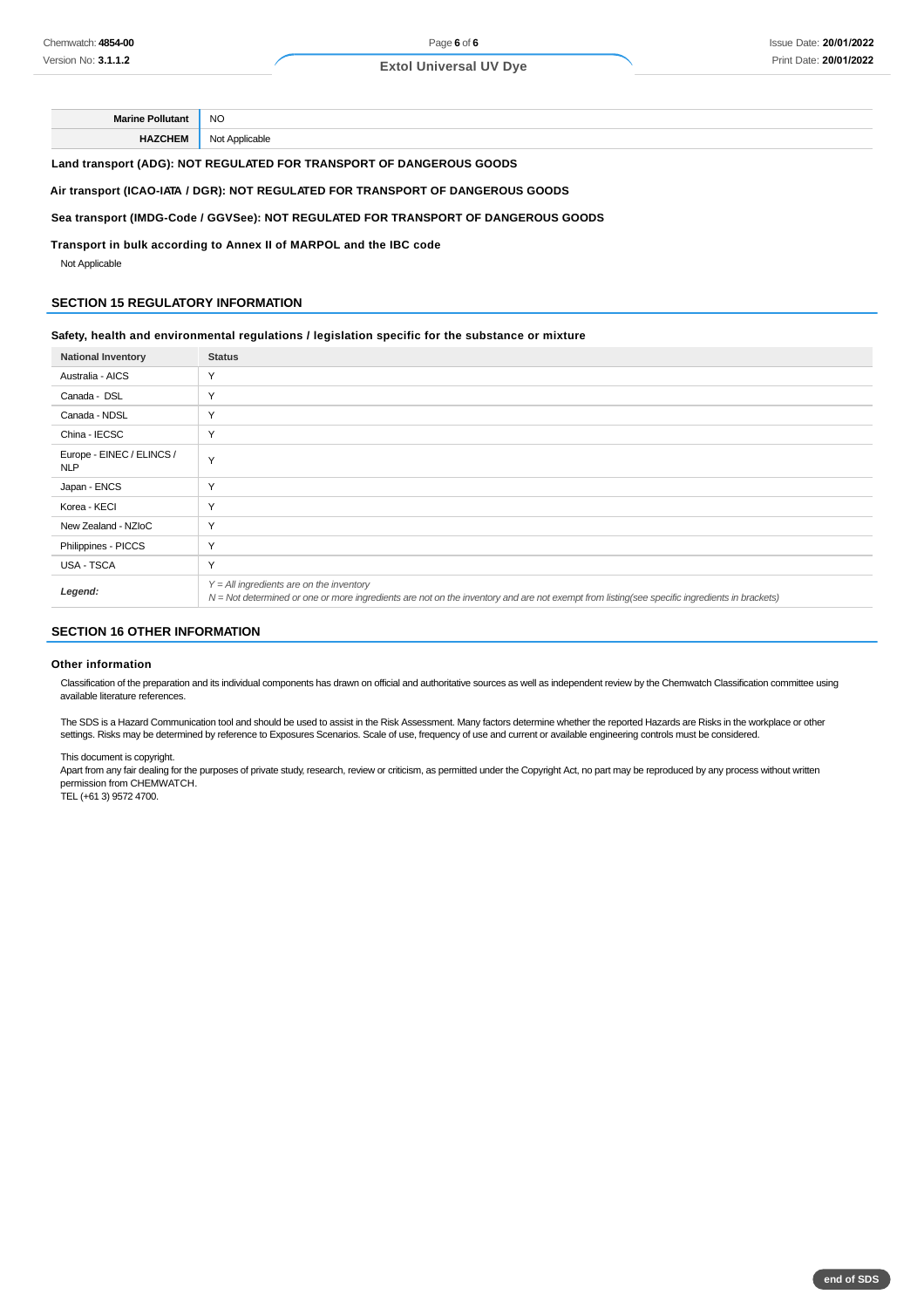| | |
|---|---|
| **Marine Pollutant** | NO |
| **HAZCHEM** | Not Applicable |

**Land transport (ADG): NOT REGULATED FOR TRANSPORT OF DANGEROUS GOODS**

**Air transport (ICAO-IATA / DGR): NOT REGULATED FOR TRANSPORT OF DANGEROUS GOODS**

**Sea transport (IMDG-Code / GGVSee): NOT REGULATED FOR TRANSPORT OF DANGEROUS GOODS**

**Transport in bulk according to Annex II of MARPOL and the IBC code**

Not Applicable

## SECTION 15 REGULATORY INFORMATION

### Safety, health and environmental regulations / legislation specific for the substance or mixture

| National Inventory | Status |
|---|---|
| Australia - AICS | Y |
| Canada - DSL | Y |
| Canada - NDSL | Y |
| China - IECSC | Y |
| Europe - EINEC / ELINCS / NLP | Y |
| Japan - ENCS | Y |
| Korea - KECI | Y |
| New Zealand - NZIoC | Y |
| Philippines - PICCS | Y |
| USA - TSCA | Y |
| ***Legend:*** | *Y = All ingredients are on the inventory*<br>*N = Not determined or one or more ingredients are not on the inventory and are not exempt from listing(see specific ingredients in brackets)* |

## SECTION 16 OTHER INFORMATION

### Other information

Classification of the preparation and its individual components has drawn on official and authoritative sources as well as independent review by the Chemwatch Classification committee using available literature references.

The SDS is a Hazard Communication tool and should be used to assist in the Risk Assessment. Many factors determine whether the reported Hazards are Risks in the workplace or other settings. Risks may be determined by reference to Exposures Scenarios. Scale of use, frequency of use and current or available engineering controls must be considered.

This document is copyright.
Apart from any fair dealing for the purposes of private study, research, review or criticism, as permitted under the Copyright Act, no part may be reproduced by any process without written permission from CHEMWATCH.
TEL (+61 3) 9572 4700.

**end of SDS**